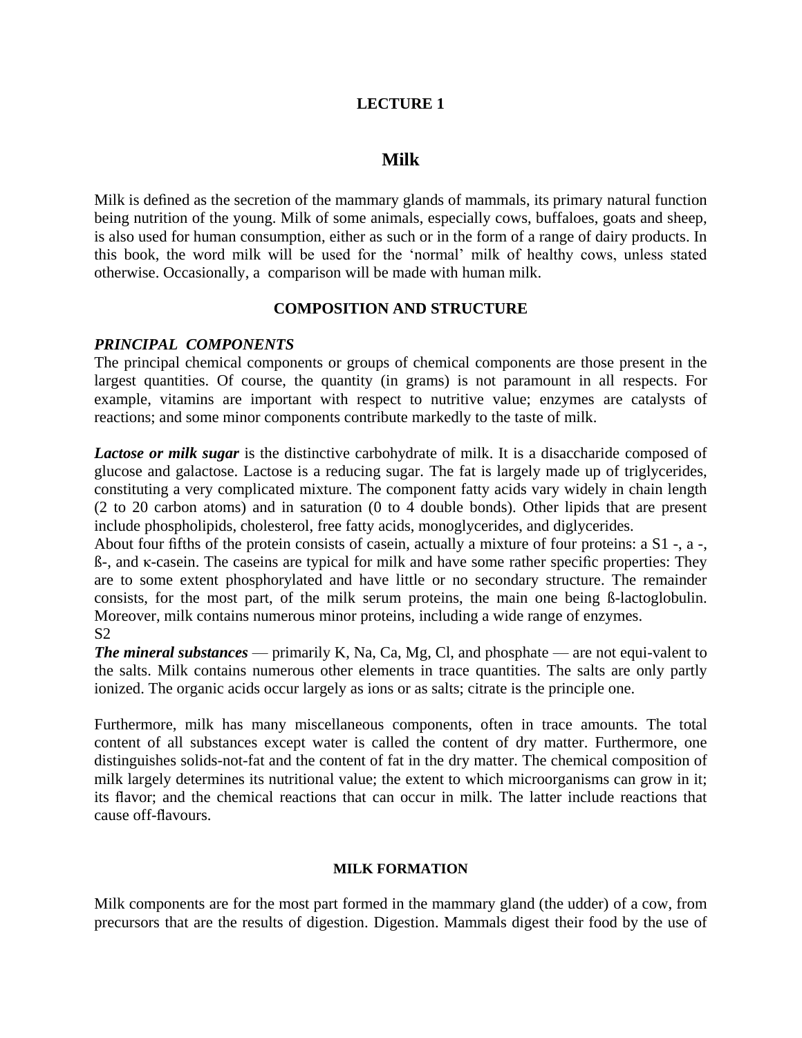# LECTURE 1

## Milk

Milk is defined as the secretion of the mammary glands of mammals, its primary natural function being nutrition of the young. Milk of some animals, especially cows, buffaloes, goats and sheep, is also used for human consumption, either as such or in the form of a range of dairy products. In this book, the word milk will be used for the 'normal' milk of healthy cows, unless stated otherwise. Occasionally, a comparison will be made with human milk.

### COMPOSITION AND STRUCTURE

#### *PRINCIPAL COMPONENTS*

The principal chemical components or groups of chemical components are those present in the largest quantities. Of course, the quantity (in grams) is not paramount in all respects. For example, vitamins are important with respect to nutritive value; enzymes are catalysts of reactions; and some minor components contribute markedly to the taste of milk.

***Lactose or milk sugar*** is the distinctive carbohydrate of milk. It is a disaccharide composed of glucose and galactose. Lactose is a reducing sugar. The fat is largely made up of triglycerides, constituting a very complicated mixture. The component fatty acids vary widely in chain length (2 to 20 carbon atoms) and in saturation (0 to 4 double bonds). Other lipids that are present include phospholipids, cholesterol, free fatty acids, monoglycerides, and diglycerides.

About four fifths of the protein consists of casein, actually a mixture of four proteins: a S1 -, a -, ß-, and κ-casein. The caseins are typical for milk and have some rather specific properties: They are to some extent phosphorylated and have little or no secondary structure. The remainder consists, for the most part, of the milk serum proteins, the main one being ß-lactoglobulin. Moreover, milk contains numerous minor proteins, including a wide range of enzymes.

S2

***The mineral substances*** — primarily K, Na, Ca, Mg, Cl, and phosphate — are not equi-valent to the salts. Milk contains numerous other elements in trace quantities. The salts are only partly ionized. The organic acids occur largely as ions or as salts; citrate is the principle one.

Furthermore, milk has many miscellaneous components, often in trace amounts. The total content of all substances except water is called the content of dry matter. Furthermore, one distinguishes solids-not-fat and the content of fat in the dry matter. The chemical composition of milk largely determines its nutritional value; the extent to which microorganisms can grow in it; its flavor; and the chemical reactions that can occur in milk. The latter include reactions that cause off-flavours.

### MILK FORMATION

Milk components are for the most part formed in the mammary gland (the udder) of a cow, from precursors that are the results of digestion. Digestion. Mammals digest their food by the use of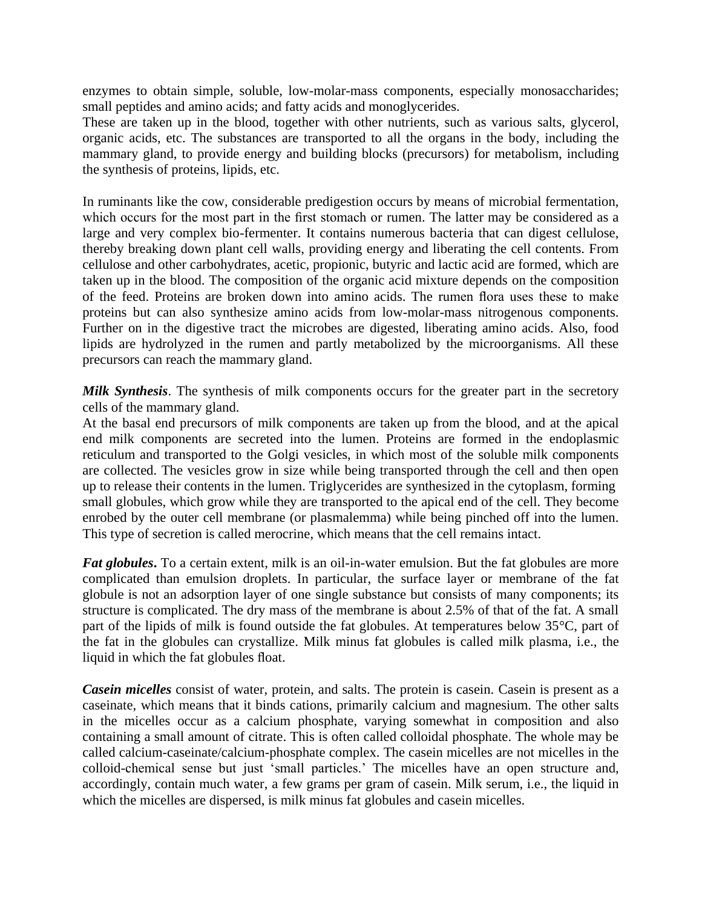enzymes to obtain simple, soluble, low-molar-mass components, especially monosaccharides; small peptides and amino acids; and fatty acids and monoglycerides.

These are taken up in the blood, together with other nutrients, such as various salts, glycerol, organic acids, etc. The substances are transported to all the organs in the body, including the mammary gland, to provide energy and building blocks (precursors) for metabolism, including the synthesis of proteins, lipids, etc.

In ruminants like the cow, considerable predigestion occurs by means of microbial fermentation, which occurs for the most part in the first stomach or rumen. The latter may be considered as a large and very complex bio-fermenter. It contains numerous bacteria that can digest cellulose, thereby breaking down plant cell walls, providing energy and liberating the cell contents. From cellulose and other carbohydrates, acetic, propionic, butyric and lactic acid are formed, which are taken up in the blood. The composition of the organic acid mixture depends on the composition of the feed. Proteins are broken down into amino acids. The rumen flora uses these to make proteins but can also synthesize amino acids from low-molar-mass nitrogenous components. Further on in the digestive tract the microbes are digested, liberating amino acids. Also, food lipids are hydrolyzed in the rumen and partly metabolized by the microorganisms. All these precursors can reach the mammary gland.

***Milk Synthesis***. The synthesis of milk components occurs for the greater part in the secretory cells of the mammary gland.

At the basal end precursors of milk components are taken up from the blood, and at the apical end milk components are secreted into the lumen. Proteins are formed in the endoplasmic reticulum and transported to the Golgi vesicles, in which most of the soluble milk components are collected. The vesicles grow in size while being transported through the cell and then open up to release their contents in the lumen. Triglycerides are synthesized in the cytoplasm, forming small globules, which grow while they are transported to the apical end of the cell. They become enrobed by the outer cell membrane (or plasmalemma) while being pinched off into the lumen. This type of secretion is called merocrine, which means that the cell remains intact.

***Fat globules*.** To a certain extent, milk is an oil-in-water emulsion. But the fat globules are more complicated than emulsion droplets. In particular, the surface layer or membrane of the fat globule is not an adsorption layer of one single substance but consists of many components; its structure is complicated. The dry mass of the membrane is about 2.5% of that of the fat. A small part of the lipids of milk is found outside the fat globules. At temperatures below 35°C, part of the fat in the globules can crystallize. Milk minus fat globules is called milk plasma, i.e., the liquid in which the fat globules float.

***Casein micelles*** consist of water, protein, and salts. The protein is casein. Casein is present as a caseinate, which means that it binds cations, primarily calcium and magnesium. The other salts in the micelles occur as a calcium phosphate, varying somewhat in composition and also containing a small amount of citrate. This is often called colloidal phosphate. The whole may be called calcium-caseinate/calcium-phosphate complex. The casein micelles are not micelles in the colloid-chemical sense but just 'small particles.' The micelles have an open structure and, accordingly, contain much water, a few grams per gram of casein. Milk serum, i.e., the liquid in which the micelles are dispersed, is milk minus fat globules and casein micelles.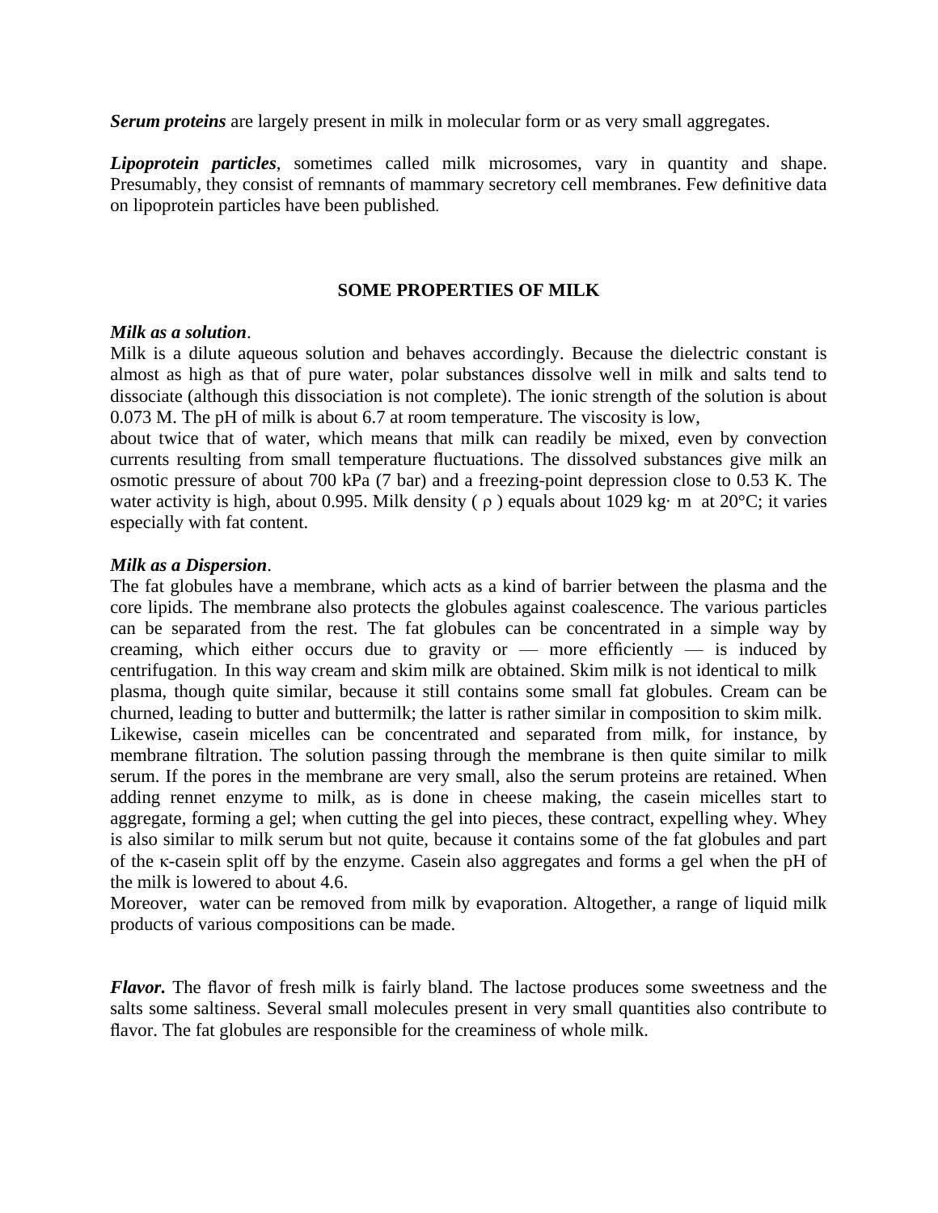***Serum proteins*** are largely present in milk in molecular form or as very small aggregates.

***Lipoprotein particles***, sometimes called milk microsomes, vary in quantity and shape. Presumably, they consist of remnants of mammary secretory cell membranes. Few definitive data on lipoprotein particles have been published.

## SOME PROPERTIES OF MILK

***Milk as a solution***.
Milk is a dilute aqueous solution and behaves accordingly. Because the dielectric constant is almost as high as that of pure water, polar substances dissolve well in milk and salts tend to dissociate (although this dissociation is not complete). The ionic strength of the solution is about 0.073 M. The pH of milk is about 6.7 at room temperature. The viscosity is low, about twice that of water, which means that milk can readily be mixed, even by convection currents resulting from small temperature fluctuations. The dissolved substances give milk an osmotic pressure of about 700 kPa (7 bar) and a freezing-point depression close to 0.53 K. The water activity is high, about 0.995. Milk density ( $\rho$ ) equals about 1029 kg· m  at 20°C; it varies especially with fat content.

***Milk as a Dispersion***.
The fat globules have a membrane, which acts as a kind of barrier between the plasma and the core lipids. The membrane also protects the globules against coalescence. The various particles can be separated from the rest. The fat globules can be concentrated in a simple way by creaming, which either occurs due to gravity or — more efficiently — is induced by centrifugation. In this way cream and skim milk are obtained. Skim milk is not identical to milk plasma, though quite similar, because it still contains some small fat globules. Cream can be churned, leading to butter and buttermilk; the latter is rather similar in composition to skim milk. Likewise, casein micelles can be concentrated and separated from milk, for instance, by membrane filtration. The solution passing through the membrane is then quite similar to milk serum. If the pores in the membrane are very small, also the serum proteins are retained. When adding rennet enzyme to milk, as is done in cheese making, the casein micelles start to aggregate, forming a gel; when cutting the gel into pieces, these contract, expelling whey. Whey is also similar to milk serum but not quite, because it contains some of the fat globules and part of the κ-casein split off by the enzyme. Casein also aggregates and forms a gel when the pH of the milk is lowered to about 4.6.
Moreover, water can be removed from milk by evaporation. Altogether, a range of liquid milk products of various compositions can be made.

***Flavor.*** The flavor of fresh milk is fairly bland. The lactose produces some sweetness and the salts some saltiness. Several small molecules present in very small quantities also contribute to flavor. The fat globules are responsible for the creaminess of whole milk.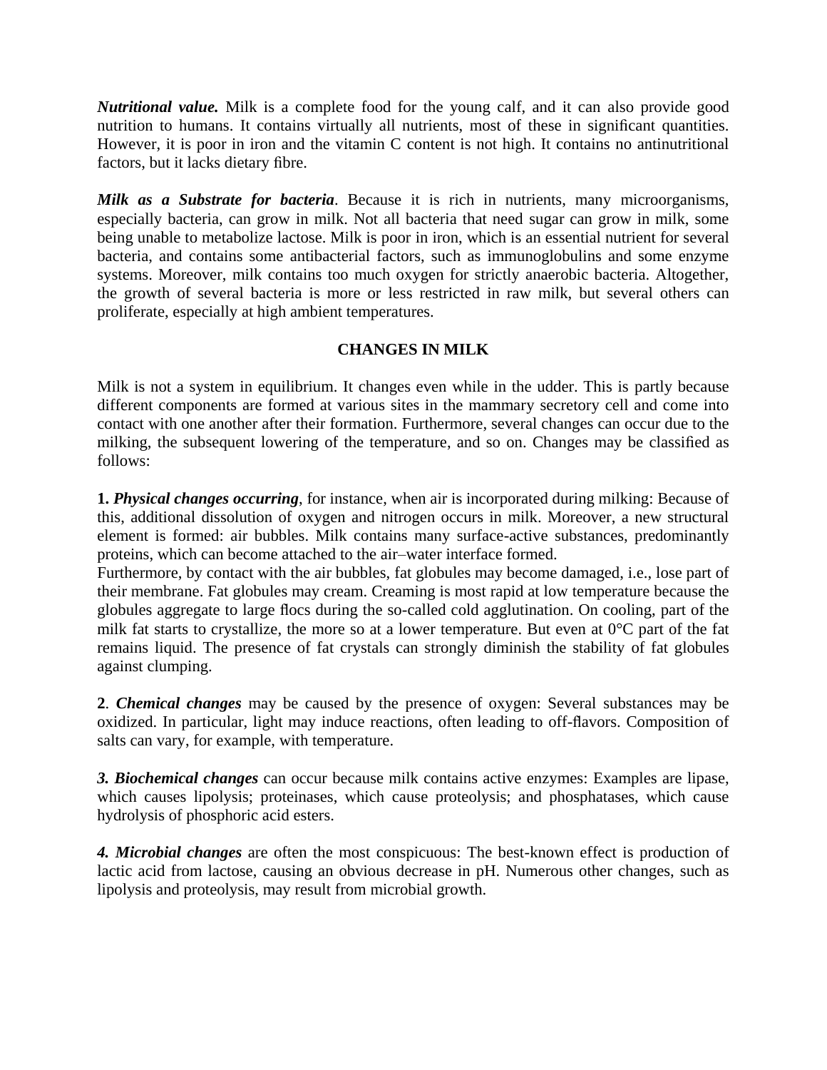***Nutritional value.*** Milk is a complete food for the young calf, and it can also provide good nutrition to humans. It contains virtually all nutrients, most of these in significant quantities. However, it is poor in iron and the vitamin C content is not high. It contains no antinutritional factors, but it lacks dietary fibre.

***Milk as a Substrate for bacteria***. Because it is rich in nutrients, many microorganisms, especially bacteria, can grow in milk. Not all bacteria that need sugar can grow in milk, some being unable to metabolize lactose. Milk is poor in iron, which is an essential nutrient for several bacteria, and contains some antibacterial factors, such as immunoglobulins and some enzyme systems. Moreover, milk contains too much oxygen for strictly anaerobic bacteria. Altogether, the growth of several bacteria is more or less restricted in raw milk, but several others can proliferate, especially at high ambient temperatures.

## CHANGES IN MILK

Milk is not a system in equilibrium. It changes even while in the udder. This is partly because different components are formed at various sites in the mammary secretory cell and come into contact with one another after their formation. Furthermore, several changes can occur due to the milking, the subsequent lowering of the temperature, and so on. Changes may be classified as follows:

**1.** ***Physical changes occurring***, for instance, when air is incorporated during milking: Because of this, additional dissolution of oxygen and nitrogen occurs in milk. Moreover, a new structural element is formed: air bubbles. Milk contains many surface-active substances, predominantly proteins, which can become attached to the air–water interface formed.
Furthermore, by contact with the air bubbles, fat globules may become damaged, i.e., lose part of their membrane. Fat globules may cream. Creaming is most rapid at low temperature because the globules aggregate to large flocs during the so-called cold agglutination. On cooling, part of the milk fat starts to crystallize, the more so at a lower temperature. But even at 0°C part of the fat remains liquid. The presence of fat crystals can strongly diminish the stability of fat globules against clumping.

**2**. ***Chemical changes*** may be caused by the presence of oxygen: Several substances may be oxidized. In particular, light may induce reactions, often leading to off-flavors. Composition of salts can vary, for example, with temperature.

***3. Biochemical changes*** can occur because milk contains active enzymes: Examples are lipase, which causes lipolysis; proteinases, which cause proteolysis; and phosphatases, which cause hydrolysis of phosphoric acid esters.

***4. Microbial changes*** are often the most conspicuous: The best-known effect is production of lactic acid from lactose, causing an obvious decrease in pH. Numerous other changes, such as lipolysis and proteolysis, may result from microbial growth.